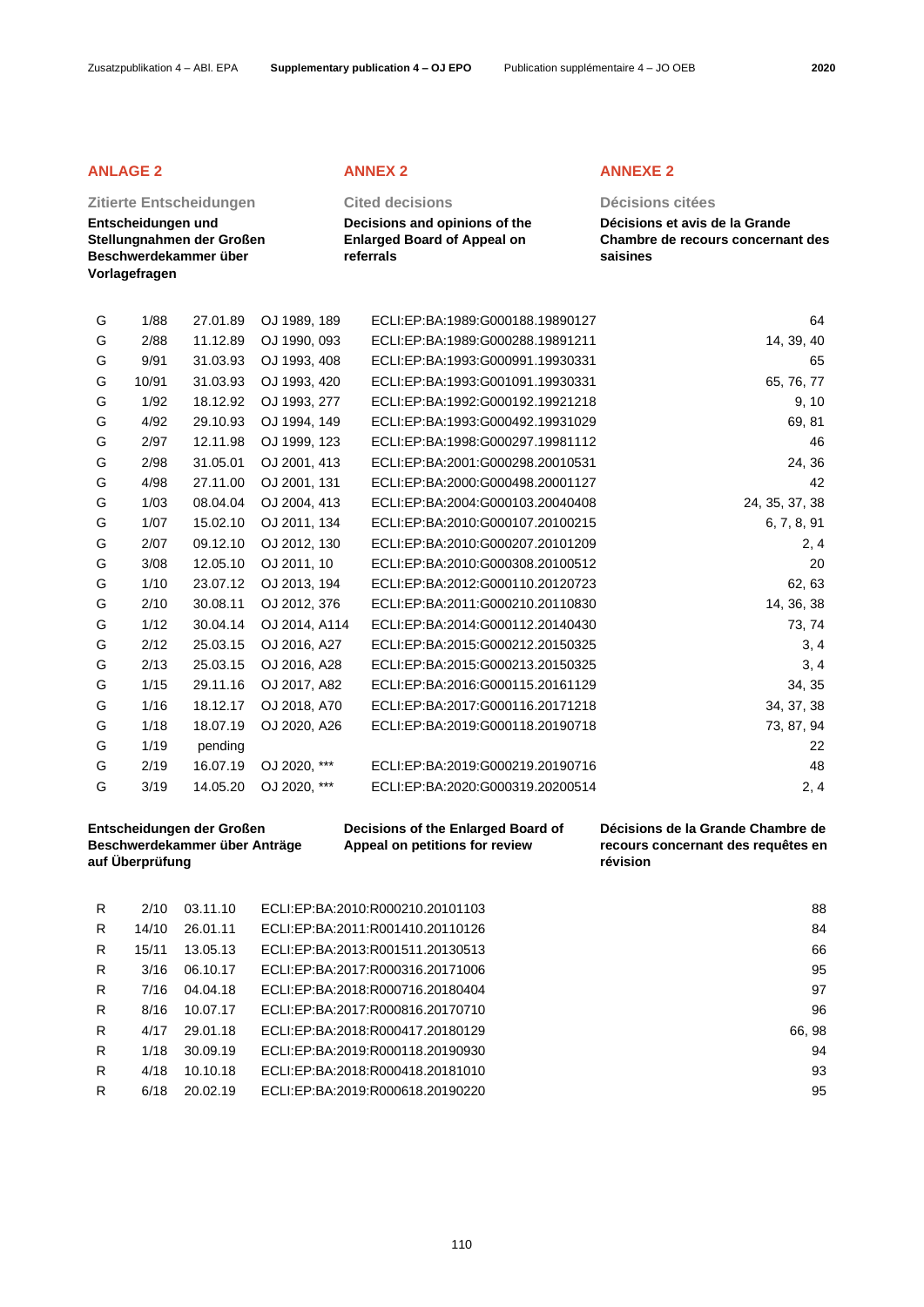## ANLAGE 2

### Zitierte Entscheidungen

**Entscheidungen und Stellungnahmen der Großen Beschwerdekammer über Vorlagefragen**

## ANNEX 2

### Cited decisions

**Decisions and opinions of the Enlarged Board of Appeal on referrals**

## ANNEXE 2

### Décisions citées

**Décisions et avis de la Grande Chambre de recours concernant des saisines**

| | | | | | |
|---|---|---|---|---|---|
| G | 1/88 | 27.01.89 | OJ 1989, 189 | ECLI:EP:BA:1989:G000188.19890127 | 64 |
| G | 2/88 | 11.12.89 | OJ 1990, 093 | ECLI:EP:BA:1989:G000288.19891211 | 14, 39, 40 |
| G | 9/91 | 31.03.93 | OJ 1993, 408 | ECLI:EP:BA:1993:G000991.19930331 | 65 |
| G | 10/91 | 31.03.93 | OJ 1993, 420 | ECLI:EP:BA:1993:G001091.19930331 | 65, 76, 77 |
| G | 1/92 | 18.12.92 | OJ 1993, 277 | ECLI:EP:BA:1992:G000192.19921218 | 9, 10 |
| G | 4/92 | 29.10.93 | OJ 1994, 149 | ECLI:EP:BA:1993:G000492.19931029 | 69, 81 |
| G | 2/97 | 12.11.98 | OJ 1999, 123 | ECLI:EP:BA:1998:G000297.19981112 | 46 |
| G | 2/98 | 31.05.01 | OJ 2001, 413 | ECLI:EP:BA:2001:G000298.20010531 | 24, 36 |
| G | 4/98 | 27.11.00 | OJ 2001, 131 | ECLI:EP:BA:2000:G000498.20001127 | 42 |
| G | 1/03 | 08.04.04 | OJ 2004, 413 | ECLI:EP:BA:2004:G000103.20040408 | 24, 35, 37, 38 |
| G | 1/07 | 15.02.10 | OJ 2011, 134 | ECLI:EP:BA:2010:G000107.20100215 | 6, 7, 8, 91 |
| G | 2/07 | 09.12.10 | OJ 2012, 130 | ECLI:EP:BA:2010:G000207.20101209 | 2, 4 |
| G | 3/08 | 12.05.10 | OJ 2011, 10 | ECLI:EP:BA:2010:G000308.20100512 | 20 |
| G | 1/10 | 23.07.12 | OJ 2013, 194 | ECLI:EP:BA:2012:G000110.20120723 | 62, 63 |
| G | 2/10 | 30.08.11 | OJ 2012, 376 | ECLI:EP:BA:2011:G000210.20110830 | 14, 36, 38 |
| G | 1/12 | 30.04.14 | OJ 2014, A114 | ECLI:EP:BA:2014:G000112.20140430 | 73, 74 |
| G | 2/12 | 25.03.15 | OJ 2016, A27 | ECLI:EP:BA:2015:G000212.20150325 | 3, 4 |
| G | 2/13 | 25.03.15 | OJ 2016, A28 | ECLI:EP:BA:2015:G000213.20150325 | 3, 4 |
| G | 1/15 | 29.11.16 | OJ 2017, A82 | ECLI:EP:BA:2016:G000115.20161129 | 34, 35 |
| G | 1/16 | 18.12.17 | OJ 2018, A70 | ECLI:EP:BA:2017:G000116.20171218 | 34, 37, 38 |
| G | 1/18 | 18.07.19 | OJ 2020, A26 | ECLI:EP:BA:2019:G000118.20190718 | 73, 87, 94 |
| G | 1/19 | pending | | | 22 |
| G | 2/19 | 16.07.19 | OJ 2020, *** | ECLI:EP:BA:2019:G000219.20190716 | 48 |
| G | 3/19 | 14.05.20 | OJ 2020, *** | ECLI:EP:BA:2020:G000319.20200514 | 2, 4 |

**Entscheidungen der Großen Beschwerdekammer über Anträge auf Überprüfung**

**Decisions of the Enlarged Board of Appeal on petitions for review**

**Décisions de la Grande Chambre de recours concernant des requêtes en révision**

| | | | | |
|---|---|---|---|---|
| R | 2/10 | 03.11.10 | ECLI:EP:BA:2010:R000210.20101103 | 88 |
| R | 14/10 | 26.01.11 | ECLI:EP:BA:2011:R001410.20110126 | 84 |
| R | 15/11 | 13.05.13 | ECLI:EP:BA:2013:R001511.20130513 | 66 |
| R | 3/16 | 06.10.17 | ECLI:EP:BA:2017:R000316.20171006 | 95 |
| R | 7/16 | 04.04.18 | ECLI:EP:BA:2018:R000716.20180404 | 97 |
| R | 8/16 | 10.07.17 | ECLI:EP:BA:2017:R000816.20170710 | 96 |
| R | 4/17 | 29.01.18 | ECLI:EP:BA:2018:R000417.20180129 | 66, 98 |
| R | 1/18 | 30.09.19 | ECLI:EP:BA:2019:R000118.20190930 | 94 |
| R | 4/18 | 10.10.18 | ECLI:EP:BA:2018:R000418.20181010 | 93 |
| R | 6/18 | 20.02.19 | ECLI:EP:BA:2019:R000618.20190220 | 95 |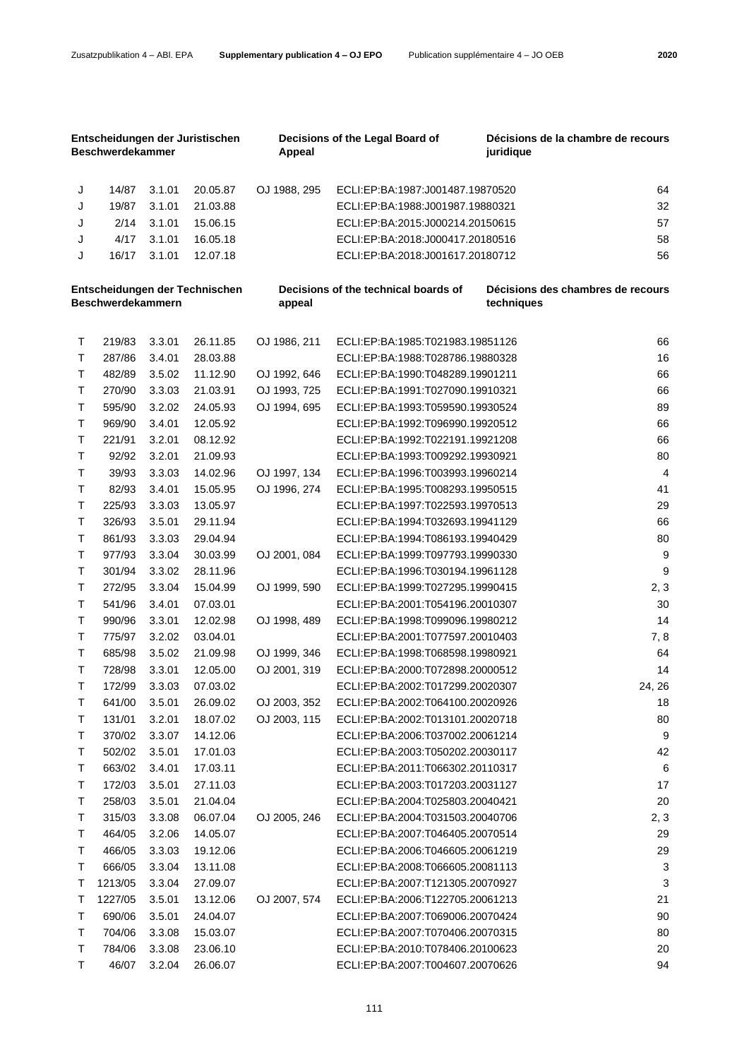| Entscheidungen der Juristischen Beschwerdekammer | | | | Decisions of the Legal Board of Appeal | | Décisions de la chambre de recours juridique |
|---|---|---|---|---|---|---|
| J | 14/87 | 3.1.01 | 20.05.87 | OJ 1988, 295 | ECLI:EP:BA:1987:J001487.19870520 | 64 |
| J | 19/87 | 3.1.01 | 21.03.88 | | ECLI:EP:BA:1988:J001987.19880321 | 32 |
| J | 2/14 | 3.1.01 | 15.06.15 | | ECLI:EP:BA:2015:J000214.20150615 | 57 |
| J | 4/17 | 3.1.01 | 16.05.18 | | ECLI:EP:BA:2018:J000417.20180516 | 58 |
| J | 16/17 | 3.1.01 | 12.07.18 | | ECLI:EP:BA:2018:J001617.20180712 | 56 |

| Entscheidungen der Technischen Beschwerdekammern | | | | Decisions of the technical boards of appeal | | Décisions des chambres de recours techniques |
|---|---|---|---|---|---|---|
| T | 219/83 | 3.3.01 | 26.11.85 | OJ 1986, 211 | ECLI:EP:BA:1985:T021983.19851126 | 66 |
| T | 287/86 | 3.4.01 | 28.03.88 | | ECLI:EP:BA:1988:T028786.19880328 | 16 |
| T | 482/89 | 3.5.02 | 11.12.90 | OJ 1992, 646 | ECLI:EP:BA:1990:T048289.19901211 | 66 |
| T | 270/90 | 3.3.03 | 21.03.91 | OJ 1993, 725 | ECLI:EP:BA:1991:T027090.19910321 | 66 |
| T | 595/90 | 3.2.02 | 24.05.93 | OJ 1994, 695 | ECLI:EP:BA:1993:T059590.19930524 | 89 |
| T | 969/90 | 3.4.01 | 12.05.92 | | ECLI:EP:BA:1992:T096990.19920512 | 66 |
| T | 221/91 | 3.2.01 | 08.12.92 | | ECLI:EP:BA:1992:T022191.19921208 | 66 |
| T | 92/92 | 3.2.01 | 21.09.93 | | ECLI:EP:BA:1993:T009292.19930921 | 80 |
| T | 39/93 | 3.3.03 | 14.02.96 | OJ 1997, 134 | ECLI:EP:BA:1996:T003993.19960214 | 4 |
| T | 82/93 | 3.4.01 | 15.05.95 | OJ 1996, 274 | ECLI:EP:BA:1995:T008293.19950515 | 41 |
| T | 225/93 | 3.3.03 | 13.05.97 | | ECLI:EP:BA:1997:T022593.19970513 | 29 |
| T | 326/93 | 3.5.01 | 29.11.94 | | ECLI:EP:BA:1994:T032693.19941129 | 66 |
| T | 861/93 | 3.3.03 | 29.04.94 | | ECLI:EP:BA:1994:T086193.19940429 | 80 |
| T | 977/93 | 3.3.04 | 30.03.99 | OJ 2001, 084 | ECLI:EP:BA:1999:T097793.19990330 | 9 |
| T | 301/94 | 3.3.02 | 28.11.96 | | ECLI:EP:BA:1996:T030194.19961128 | 9 |
| T | 272/95 | 3.3.04 | 15.04.99 | OJ 1999, 590 | ECLI:EP:BA:1999:T027295.19990415 | 2, 3 |
| T | 541/96 | 3.4.01 | 07.03.01 | | ECLI:EP:BA:2001:T054196.20010307 | 30 |
| T | 990/96 | 3.3.01 | 12.02.98 | OJ 1998, 489 | ECLI:EP:BA:1998:T099096.19980212 | 14 |
| T | 775/97 | 3.2.02 | 03.04.01 | | ECLI:EP:BA:2001:T077597.20010403 | 7, 8 |
| T | 685/98 | 3.5.02 | 21.09.98 | OJ 1999, 346 | ECLI:EP:BA:1998:T068598.19980921 | 64 |
| T | 728/98 | 3.3.01 | 12.05.00 | OJ 2001, 319 | ECLI:EP:BA:2000:T072898.20000512 | 14 |
| T | 172/99 | 3.3.03 | 07.03.02 | | ECLI:EP:BA:2002:T017299.20020307 | 24, 26 |
| T | 641/00 | 3.5.01 | 26.09.02 | OJ 2003, 352 | ECLI:EP:BA:2002:T064100.20020926 | 18 |
| T | 131/01 | 3.2.01 | 18.07.02 | OJ 2003, 115 | ECLI:EP:BA:2002:T013101.20020718 | 80 |
| T | 370/02 | 3.3.07 | 14.12.06 | | ECLI:EP:BA:2006:T037002.20061214 | 9 |
| T | 502/02 | 3.5.01 | 17.01.03 | | ECLI:EP:BA:2003:T050202.20030117 | 42 |
| T | 663/02 | 3.4.01 | 17.03.11 | | ECLI:EP:BA:2011:T066302.20110317 | 6 |
| T | 172/03 | 3.5.01 | 27.11.03 | | ECLI:EP:BA:2003:T017203.20031127 | 17 |
| T | 258/03 | 3.5.01 | 21.04.04 | | ECLI:EP:BA:2004:T025803.20040421 | 20 |
| T | 315/03 | 3.3.08 | 06.07.04 | OJ 2005, 246 | ECLI:EP:BA:2004:T031503.20040706 | 2, 3 |
| T | 464/05 | 3.2.06 | 14.05.07 | | ECLI:EP:BA:2007:T046405.20070514 | 29 |
| T | 466/05 | 3.3.03 | 19.12.06 | | ECLI:EP:BA:2006:T046605.20061219 | 29 |
| T | 666/05 | 3.3.04 | 13.11.08 | | ECLI:EP:BA:2008:T066605.20081113 | 3 |
| T | 1213/05 | 3.3.04 | 27.09.07 | | ECLI:EP:BA:2007:T121305.20070927 | 3 |
| T | 1227/05 | 3.5.01 | 13.12.06 | OJ 2007, 574 | ECLI:EP:BA:2006:T122705.20061213 | 21 |
| T | 690/06 | 3.5.01 | 24.04.07 | | ECLI:EP:BA:2007:T069006.20070424 | 90 |
| T | 704/06 | 3.3.08 | 15.03.07 | | ECLI:EP:BA:2007:T070406.20070315 | 80 |
| T | 784/06 | 3.3.08 | 23.06.10 | | ECLI:EP:BA:2010:T078406.20100623 | 20 |
| T | 46/07 | 3.2.04 | 26.06.07 | | ECLI:EP:BA:2007:T004607.20070626 | 94 |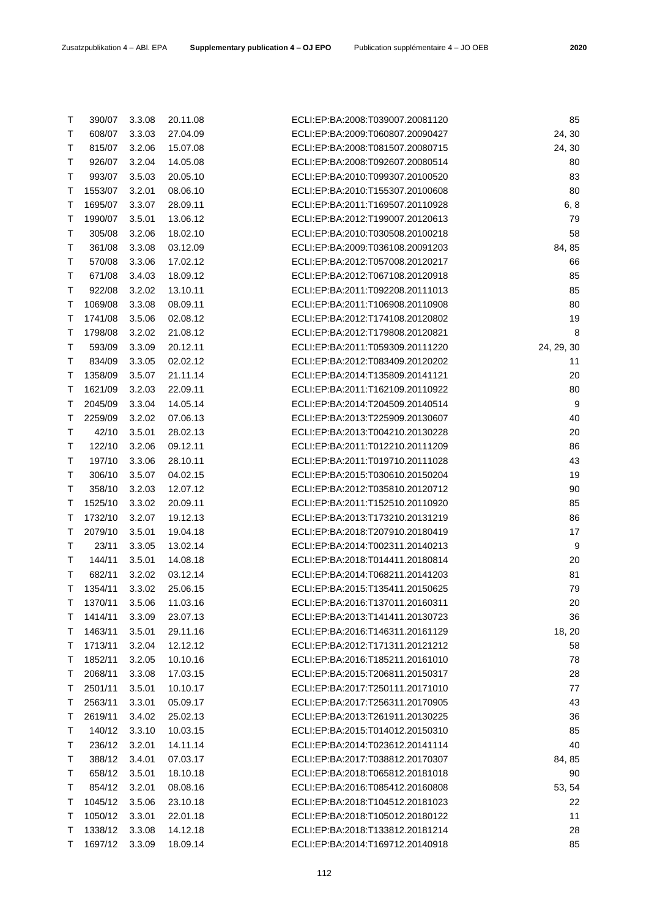| | | | | | |
|---|---|---|---|---|---|
| T | 390/07 | 3.3.08 | 20.11.08 | ECLI:EP:BA:2008:T039007.20081120 | 85 |
| T | 608/07 | 3.3.03 | 27.04.09 | ECLI:EP:BA:2009:T060807.20090427 | 24, 30 |
| T | 815/07 | 3.2.06 | 15.07.08 | ECLI:EP:BA:2008:T081507.20080715 | 24, 30 |
| T | 926/07 | 3.2.04 | 14.05.08 | ECLI:EP:BA:2008:T092607.20080514 | 80 |
| T | 993/07 | 3.5.03 | 20.05.10 | ECLI:EP:BA:2010:T099307.20100520 | 83 |
| T | 1553/07 | 3.2.01 | 08.06.10 | ECLI:EP:BA:2010:T155307.20100608 | 80 |
| T | 1695/07 | 3.3.07 | 28.09.11 | ECLI:EP:BA:2011:T169507.20110928 | 6, 8 |
| T | 1990/07 | 3.5.01 | 13.06.12 | ECLI:EP:BA:2012:T199007.20120613 | 79 |
| T | 305/08 | 3.2.06 | 18.02.10 | ECLI:EP:BA:2010:T030508.20100218 | 58 |
| T | 361/08 | 3.3.08 | 03.12.09 | ECLI:EP:BA:2009:T036108.20091203 | 84, 85 |
| T | 570/08 | 3.3.06 | 17.02.12 | ECLI:EP:BA:2012:T057008.20120217 | 66 |
| T | 671/08 | 3.4.03 | 18.09.12 | ECLI:EP:BA:2012:T067108.20120918 | 85 |
| T | 922/08 | 3.2.02 | 13.10.11 | ECLI:EP:BA:2011:T092208.20111013 | 85 |
| T | 1069/08 | 3.3.08 | 08.09.11 | ECLI:EP:BA:2011:T106908.20110908 | 80 |
| T | 1741/08 | 3.5.06 | 02.08.12 | ECLI:EP:BA:2012:T174108.20120802 | 19 |
| T | 1798/08 | 3.2.02 | 21.08.12 | ECLI:EP:BA:2012:T179808.20120821 | 8 |
| T | 593/09 | 3.3.09 | 20.12.11 | ECLI:EP:BA:2011:T059309.20111220 | 24, 29, 30 |
| T | 834/09 | 3.3.05 | 02.02.12 | ECLI:EP:BA:2012:T083409.20120202 | 11 |
| T | 1358/09 | 3.5.07 | 21.11.14 | ECLI:EP:BA:2014:T135809.20141121 | 20 |
| T | 1621/09 | 3.2.03 | 22.09.11 | ECLI:EP:BA:2011:T162109.20110922 | 80 |
| T | 2045/09 | 3.3.04 | 14.05.14 | ECLI:EP:BA:2014:T204509.20140514 | 9 |
| T | 2259/09 | 3.2.02 | 07.06.13 | ECLI:EP:BA:2013:T225909.20130607 | 40 |
| T | 42/10 | 3.5.01 | 28.02.13 | ECLI:EP:BA:2013:T004210.20130228 | 20 |
| T | 122/10 | 3.2.06 | 09.12.11 | ECLI:EP:BA:2011:T012210.20111209 | 86 |
| T | 197/10 | 3.3.06 | 28.10.11 | ECLI:EP:BA:2011:T019710.20111028 | 43 |
| T | 306/10 | 3.5.07 | 04.02.15 | ECLI:EP:BA:2015:T030610.20150204 | 19 |
| T | 358/10 | 3.2.03 | 12.07.12 | ECLI:EP:BA:2012:T035810.20120712 | 90 |
| T | 1525/10 | 3.3.02 | 20.09.11 | ECLI:EP:BA:2011:T152510.20110920 | 85 |
| T | 1732/10 | 3.2.07 | 19.12.13 | ECLI:EP:BA:2013:T173210.20131219 | 86 |
| T | 2079/10 | 3.5.01 | 19.04.18 | ECLI:EP:BA:2018:T207910.20180419 | 17 |
| T | 23/11 | 3.3.05 | 13.02.14 | ECLI:EP:BA:2014:T002311.20140213 | 9 |
| T | 144/11 | 3.5.01 | 14.08.18 | ECLI:EP:BA:2018:T014411.20180814 | 20 |
| T | 682/11 | 3.2.02 | 03.12.14 | ECLI:EP:BA:2014:T068211.20141203 | 81 |
| T | 1354/11 | 3.3.02 | 25.06.15 | ECLI:EP:BA:2015:T135411.20150625 | 79 |
| T | 1370/11 | 3.5.06 | 11.03.16 | ECLI:EP:BA:2016:T137011.20160311 | 20 |
| T | 1414/11 | 3.3.09 | 23.07.13 | ECLI:EP:BA:2013:T141411.20130723 | 36 |
| T | 1463/11 | 3.5.01 | 29.11.16 | ECLI:EP:BA:2016:T146311.20161129 | 18, 20 |
| T | 1713/11 | 3.2.04 | 12.12.12 | ECLI:EP:BA:2012:T171311.20121212 | 58 |
| T | 1852/11 | 3.2.05 | 10.10.16 | ECLI:EP:BA:2016:T185211.20161010 | 78 |
| T | 2068/11 | 3.3.08 | 17.03.15 | ECLI:EP:BA:2015:T206811.20150317 | 28 |
| T | 2501/11 | 3.5.01 | 10.10.17 | ECLI:EP:BA:2017:T250111.20171010 | 77 |
| T | 2563/11 | 3.3.01 | 05.09.17 | ECLI:EP:BA:2017:T256311.20170905 | 43 |
| T | 2619/11 | 3.4.02 | 25.02.13 | ECLI:EP:BA:2013:T261911.20130225 | 36 |
| T | 140/12 | 3.3.10 | 10.03.15 | ECLI:EP:BA:2015:T014012.20150310 | 85 |
| T | 236/12 | 3.2.01 | 14.11.14 | ECLI:EP:BA:2014:T023612.20141114 | 40 |
| T | 388/12 | 3.4.01 | 07.03.17 | ECLI:EP:BA:2017:T038812.20170307 | 84, 85 |
| T | 658/12 | 3.5.01 | 18.10.18 | ECLI:EP:BA:2018:T065812.20181018 | 90 |
| T | 854/12 | 3.2.01 | 08.08.16 | ECLI:EP:BA:2016:T085412.20160808 | 53, 54 |
| T | 1045/12 | 3.5.06 | 23.10.18 | ECLI:EP:BA:2018:T104512.20181023 | 22 |
| T | 1050/12 | 3.3.01 | 22.01.18 | ECLI:EP:BA:2018:T105012.20180122 | 11 |
| T | 1338/12 | 3.3.08 | 14.12.18 | ECLI:EP:BA:2018:T133812.20181214 | 28 |
| T | 1697/12 | 3.3.09 | 18.09.14 | ECLI:EP:BA:2014:T169712.20140918 | 85 |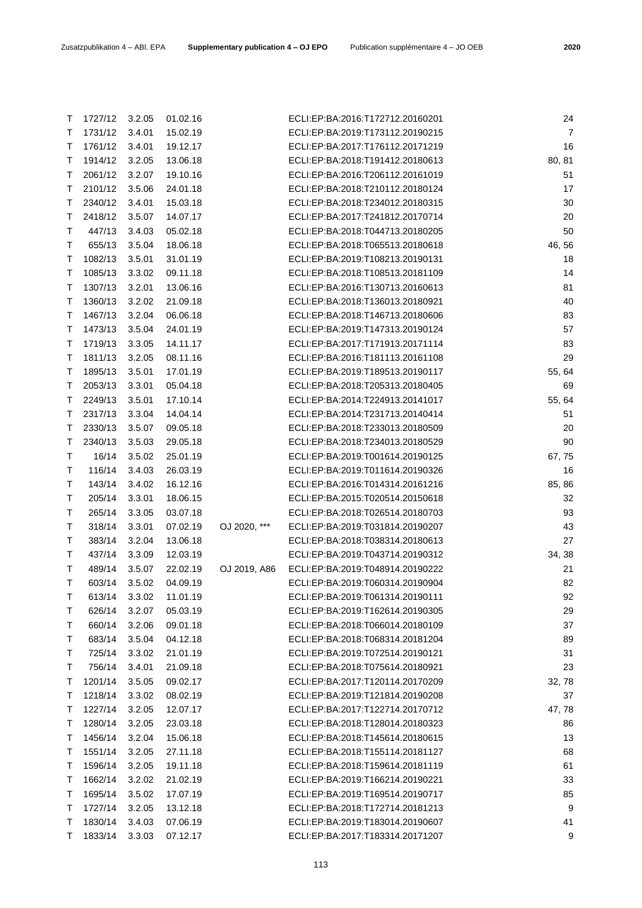| | | | | | | |
|---|---|---|---|---|---|---|
| T | 1727/12 | 3.2.05 | 01.02.16 | | ECLI:EP:BA:2016:T172712.20160201 | 24 |
| T | 1731/12 | 3.4.01 | 15.02.19 | | ECLI:EP:BA:2019:T173112.20190215 | 7 |
| T | 1761/12 | 3.4.01 | 19.12.17 | | ECLI:EP:BA:2017:T176112.20171219 | 16 |
| T | 1914/12 | 3.2.05 | 13.06.18 | | ECLI:EP:BA:2018:T191412.20180613 | 80, 81 |
| T | 2061/12 | 3.2.07 | 19.10.16 | | ECLI:EP:BA:2016:T206112.20161019 | 51 |
| T | 2101/12 | 3.5.06 | 24.01.18 | | ECLI:EP:BA:2018:T210112.20180124 | 17 |
| T | 2340/12 | 3.4.01 | 15.03.18 | | ECLI:EP:BA:2018:T234012.20180315 | 30 |
| T | 2418/12 | 3.5.07 | 14.07.17 | | ECLI:EP:BA:2017:T241812.20170714 | 20 |
| T | 447/13 | 3.4.03 | 05.02.18 | | ECLI:EP:BA:2018:T044713.20180205 | 50 |
| T | 655/13 | 3.5.04 | 18.06.18 | | ECLI:EP:BA:2018:T065513.20180618 | 46, 56 |
| T | 1082/13 | 3.5.01 | 31.01.19 | | ECLI:EP:BA:2019:T108213.20190131 | 18 |
| T | 1085/13 | 3.3.02 | 09.11.18 | | ECLI:EP:BA:2018:T108513.20181109 | 14 |
| T | 1307/13 | 3.2.01 | 13.06.16 | | ECLI:EP:BA:2016:T130713.20160613 | 81 |
| T | 1360/13 | 3.2.02 | 21.09.18 | | ECLI:EP:BA:2018:T136013.20180921 | 40 |
| T | 1467/13 | 3.2.04 | 06.06.18 | | ECLI:EP:BA:2018:T146713.20180606 | 83 |
| T | 1473/13 | 3.5.04 | 24.01.19 | | ECLI:EP:BA:2019:T147313.20190124 | 57 |
| T | 1719/13 | 3.3.05 | 14.11.17 | | ECLI:EP:BA:2017:T171913.20171114 | 83 |
| T | 1811/13 | 3.2.05 | 08.11.16 | | ECLI:EP:BA:2016:T181113.20161108 | 29 |
| T | 1895/13 | 3.5.01 | 17.01.19 | | ECLI:EP:BA:2019:T189513.20190117 | 55, 64 |
| T | 2053/13 | 3.3.01 | 05.04.18 | | ECLI:EP:BA:2018:T205313.20180405 | 69 |
| T | 2249/13 | 3.5.01 | 17.10.14 | | ECLI:EP:BA:2014:T224913.20141017 | 55, 64 |
| T | 2317/13 | 3.3.04 | 14.04.14 | | ECLI:EP:BA:2014:T231713.20140414 | 51 |
| T | 2330/13 | 3.5.07 | 09.05.18 | | ECLI:EP:BA:2018:T233013.20180509 | 20 |
| T | 2340/13 | 3.5.03 | 29.05.18 | | ECLI:EP:BA:2018:T234013.20180529 | 90 |
| T | 16/14 | 3.5.02 | 25.01.19 | | ECLI:EP:BA:2019:T001614.20190125 | 67, 75 |
| T | 116/14 | 3.4.03 | 26.03.19 | | ECLI:EP:BA:2019:T011614.20190326 | 16 |
| T | 143/14 | 3.4.02 | 16.12.16 | | ECLI:EP:BA:2016:T014314.20161216 | 85, 86 |
| T | 205/14 | 3.3.01 | 18.06.15 | | ECLI:EP:BA:2015:T020514.20150618 | 32 |
| T | 265/14 | 3.3.05 | 03.07.18 | | ECLI:EP:BA:2018:T026514.20180703 | 93 |
| T | 318/14 | 3.3.01 | 07.02.19 | OJ 2020, *** | ECLI:EP:BA:2019:T031814.20190207 | 43 |
| T | 383/14 | 3.2.04 | 13.06.18 | | ECLI:EP:BA:2018:T038314.20180613 | 27 |
| T | 437/14 | 3.3.09 | 12.03.19 | | ECLI:EP:BA:2019:T043714.20190312 | 34, 38 |
| T | 489/14 | 3.5.07 | 22.02.19 | OJ 2019, A86 | ECLI:EP:BA:2019:T048914.20190222 | 21 |
| T | 603/14 | 3.5.02 | 04.09.19 | | ECLI:EP:BA:2019:T060314.20190904 | 82 |
| T | 613/14 | 3.3.02 | 11.01.19 | | ECLI:EP:BA:2019:T061314.20190111 | 92 |
| T | 626/14 | 3.2.07 | 05.03.19 | | ECLI:EP:BA:2019:T162614.20190305 | 29 |
| T | 660/14 | 3.2.06 | 09.01.18 | | ECLI:EP:BA:2018:T066014.20180109 | 37 |
| T | 683/14 | 3.5.04 | 04.12.18 | | ECLI:EP:BA:2018:T068314.20181204 | 89 |
| T | 725/14 | 3.3.02 | 21.01.19 | | ECLI:EP:BA:2019:T072514.20190121 | 31 |
| T | 756/14 | 3.4.01 | 21.09.18 | | ECLI:EP:BA:2018:T075614.20180921 | 23 |
| T | 1201/14 | 3.5.05 | 09.02.17 | | ECLI:EP:BA:2017:T120114.20170209 | 32, 78 |
| T | 1218/14 | 3.3.02 | 08.02.19 | | ECLI:EP:BA:2019:T121814.20190208 | 37 |
| T | 1227/14 | 3.2.05 | 12.07.17 | | ECLI:EP:BA:2017:T122714.20170712 | 47, 78 |
| T | 1280/14 | 3.2.05 | 23.03.18 | | ECLI:EP:BA:2018:T128014.20180323 | 86 |
| T | 1456/14 | 3.2.04 | 15.06.18 | | ECLI:EP:BA:2018:T145614.20180615 | 13 |
| T | 1551/14 | 3.2.05 | 27.11.18 | | ECLI:EP:BA:2018:T155114.20181127 | 68 |
| T | 1596/14 | 3.2.05 | 19.11.18 | | ECLI:EP:BA:2018:T159614.20181119 | 61 |
| T | 1662/14 | 3.2.02 | 21.02.19 | | ECLI:EP:BA:2019:T166214.20190221 | 33 |
| T | 1695/14 | 3.5.02 | 17.07.19 | | ECLI:EP:BA:2019:T169514.20190717 | 85 |
| T | 1727/14 | 3.2.05 | 13.12.18 | | ECLI:EP:BA:2018:T172714.20181213 | 9 |
| T | 1830/14 | 3.4.03 | 07.06.19 | | ECLI:EP:BA:2019:T183014.20190607 | 41 |
| T | 1833/14 | 3.3.03 | 07.12.17 | | ECLI:EP:BA:2017:T183314.20171207 | 9 |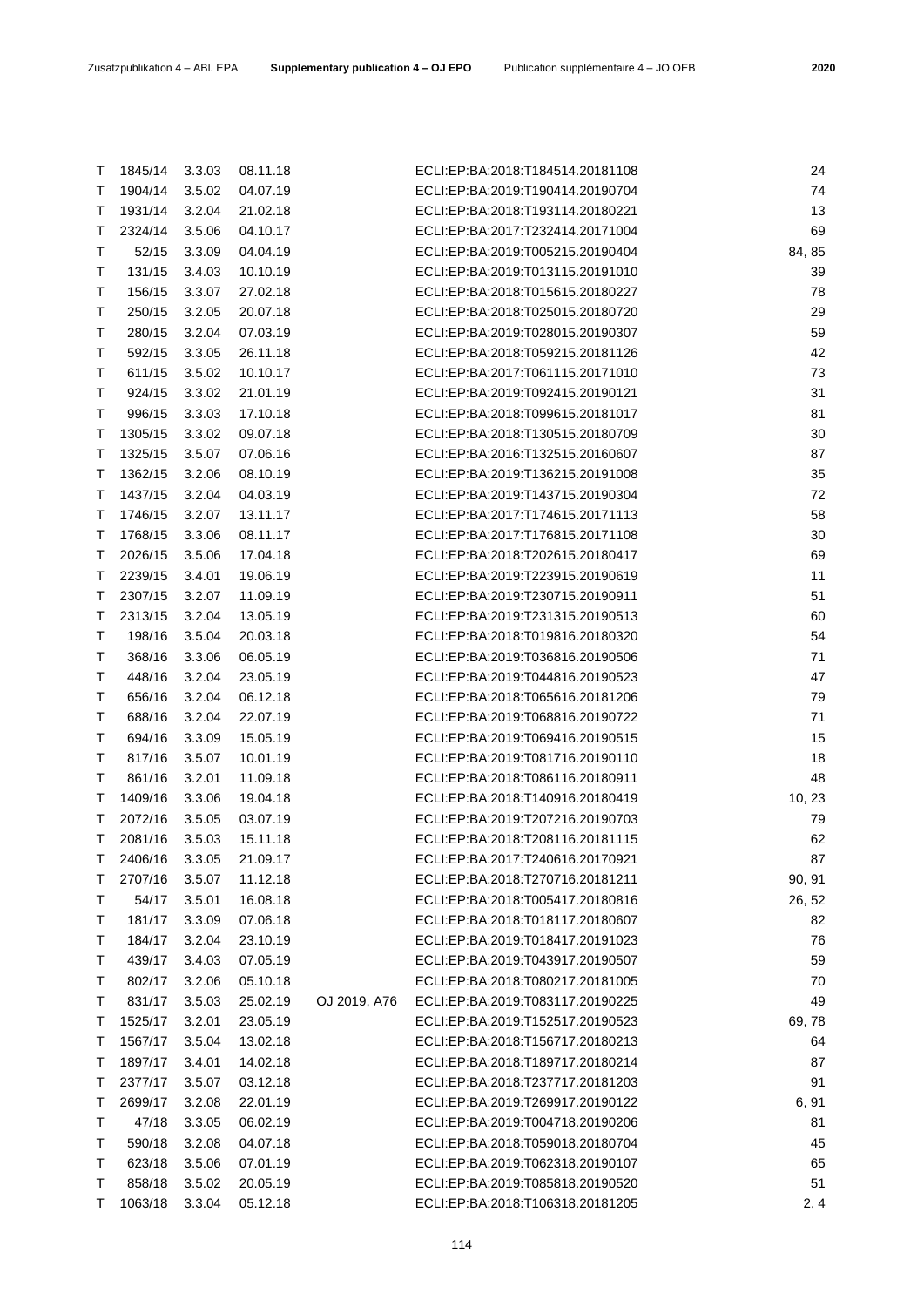| | | | | | | |
|---|---|---|---|---|---|---|
| T | 1845/14 | 3.3.03 | 08.11.18 | | ECLI:EP:BA:2018:T184514.20181108 | 24 |
| T | 1904/14 | 3.5.02 | 04.07.19 | | ECLI:EP:BA:2019:T190414.20190704 | 74 |
| T | 1931/14 | 3.2.04 | 21.02.18 | | ECLI:EP:BA:2018:T193114.20180221 | 13 |
| T | 2324/14 | 3.5.06 | 04.10.17 | | ECLI:EP:BA:2017:T232414.20171004 | 69 |
| T | 52/15 | 3.3.09 | 04.04.19 | | ECLI:EP:BA:2019:T005215.20190404 | 84, 85 |
| T | 131/15 | 3.4.03 | 10.10.19 | | ECLI:EP:BA:2019:T013115.20191010 | 39 |
| T | 156/15 | 3.3.07 | 27.02.18 | | ECLI:EP:BA:2018:T015615.20180227 | 78 |
| T | 250/15 | 3.2.05 | 20.07.18 | | ECLI:EP:BA:2018:T025015.20180720 | 29 |
| T | 280/15 | 3.2.04 | 07.03.19 | | ECLI:EP:BA:2019:T028015.20190307 | 59 |
| T | 592/15 | 3.3.05 | 26.11.18 | | ECLI:EP:BA:2018:T059215.20181126 | 42 |
| T | 611/15 | 3.5.02 | 10.10.17 | | ECLI:EP:BA:2017:T061115.20171010 | 73 |
| T | 924/15 | 3.3.02 | 21.01.19 | | ECLI:EP:BA:2019:T092415.20190121 | 31 |
| T | 996/15 | 3.3.03 | 17.10.18 | | ECLI:EP:BA:2018:T099615.20181017 | 81 |
| T | 1305/15 | 3.3.02 | 09.07.18 | | ECLI:EP:BA:2018:T130515.20180709 | 30 |
| T | 1325/15 | 3.5.07 | 07.06.16 | | ECLI:EP:BA:2016:T132515.20160607 | 87 |
| T | 1362/15 | 3.2.06 | 08.10.19 | | ECLI:EP:BA:2019:T136215.20191008 | 35 |
| T | 1437/15 | 3.2.04 | 04.03.19 | | ECLI:EP:BA:2019:T143715.20190304 | 72 |
| T | 1746/15 | 3.2.07 | 13.11.17 | | ECLI:EP:BA:2017:T174615.20171113 | 58 |
| T | 1768/15 | 3.3.06 | 08.11.17 | | ECLI:EP:BA:2017:T176815.20171108 | 30 |
| T | 2026/15 | 3.5.06 | 17.04.18 | | ECLI:EP:BA:2018:T202615.20180417 | 69 |
| T | 2239/15 | 3.4.01 | 19.06.19 | | ECLI:EP:BA:2019:T223915.20190619 | 11 |
| T | 2307/15 | 3.2.07 | 11.09.19 | | ECLI:EP:BA:2019:T230715.20190911 | 51 |
| T | 2313/15 | 3.2.04 | 13.05.19 | | ECLI:EP:BA:2019:T231315.20190513 | 60 |
| T | 198/16 | 3.5.04 | 20.03.18 | | ECLI:EP:BA:2018:T019816.20180320 | 54 |
| T | 368/16 | 3.3.06 | 06.05.19 | | ECLI:EP:BA:2019:T036816.20190506 | 71 |
| T | 448/16 | 3.2.04 | 23.05.19 | | ECLI:EP:BA:2019:T044816.20190523 | 47 |
| T | 656/16 | 3.2.04 | 06.12.18 | | ECLI:EP:BA:2018:T065616.20181206 | 79 |
| T | 688/16 | 3.2.04 | 22.07.19 | | ECLI:EP:BA:2019:T068816.20190722 | 71 |
| T | 694/16 | 3.3.09 | 15.05.19 | | ECLI:EP:BA:2019:T069416.20190515 | 15 |
| T | 817/16 | 3.5.07 | 10.01.19 | | ECLI:EP:BA:2019:T081716.20190110 | 18 |
| T | 861/16 | 3.2.01 | 11.09.18 | | ECLI:EP:BA:2018:T086116.20180911 | 48 |
| T | 1409/16 | 3.3.06 | 19.04.18 | | ECLI:EP:BA:2018:T140916.20180419 | 10, 23 |
| T | 2072/16 | 3.5.05 | 03.07.19 | | ECLI:EP:BA:2019:T207216.20190703 | 79 |
| T | 2081/16 | 3.5.03 | 15.11.18 | | ECLI:EP:BA:2018:T208116.20181115 | 62 |
| T | 2406/16 | 3.3.05 | 21.09.17 | | ECLI:EP:BA:2017:T240616.20170921 | 87 |
| T | 2707/16 | 3.5.07 | 11.12.18 | | ECLI:EP:BA:2018:T270716.20181211 | 90, 91 |
| T | 54/17 | 3.5.01 | 16.08.18 | | ECLI:EP:BA:2018:T005417.20180816 | 26, 52 |
| T | 181/17 | 3.3.09 | 07.06.18 | | ECLI:EP:BA:2018:T018117.20180607 | 82 |
| T | 184/17 | 3.2.04 | 23.10.19 | | ECLI:EP:BA:2019:T018417.20191023 | 76 |
| T | 439/17 | 3.4.03 | 07.05.19 | | ECLI:EP:BA:2019:T043917.20190507 | 59 |
| T | 802/17 | 3.2.06 | 05.10.18 | | ECLI:EP:BA:2018:T080217.20181005 | 70 |
| T | 831/17 | 3.5.03 | 25.02.19 | OJ 2019, A76 | ECLI:EP:BA:2019:T083117.20190225 | 49 |
| T | 1525/17 | 3.2.01 | 23.05.19 | | ECLI:EP:BA:2019:T152517.20190523 | 69, 78 |
| T | 1567/17 | 3.5.04 | 13.02.18 | | ECLI:EP:BA:2018:T156717.20180213 | 64 |
| T | 1897/17 | 3.4.01 | 14.02.18 | | ECLI:EP:BA:2018:T189717.20180214 | 87 |
| T | 2377/17 | 3.5.07 | 03.12.18 | | ECLI:EP:BA:2018:T237717.20181203 | 91 |
| T | 2699/17 | 3.2.08 | 22.01.19 | | ECLI:EP:BA:2019:T269917.20190122 | 6, 91 |
| T | 47/18 | 3.3.05 | 06.02.19 | | ECLI:EP:BA:2019:T004718.20190206 | 81 |
| T | 590/18 | 3.2.08 | 04.07.18 | | ECLI:EP:BA:2018:T059018.20180704 | 45 |
| T | 623/18 | 3.5.06 | 07.01.19 | | ECLI:EP:BA:2019:T062318.20190107 | 65 |
| T | 858/18 | 3.5.02 | 20.05.19 | | ECLI:EP:BA:2019:T085818.20190520 | 51 |
| T | 1063/18 | 3.3.04 | 05.12.18 | | ECLI:EP:BA:2018:T106318.20181205 | 2, 4 |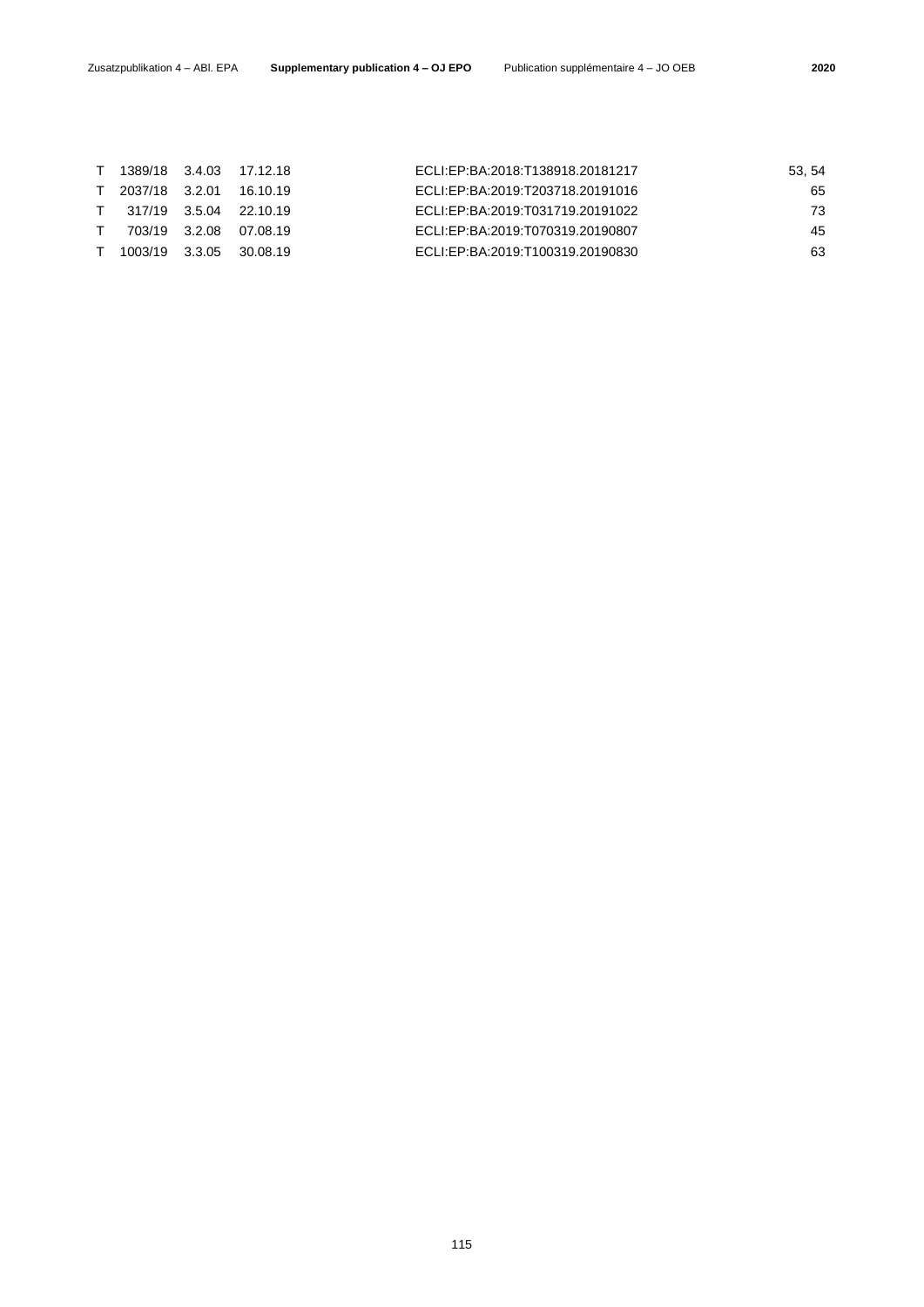| | | | | | |
|---|---|---|---|---|---|
| T | 1389/18 | 3.4.03 | 17.12.18 | ECLI:EP:BA:2018:T138918.20181217 | 53, 54 |
| T | 2037/18 | 3.2.01 | 16.10.19 | ECLI:EP:BA:2019:T203718.20191016 | 65 |
| T | 317/19 | 3.5.04 | 22.10.19 | ECLI:EP:BA:2019:T031719.20191022 | 73 |
| T | 703/19 | 3.2.08 | 07.08.19 | ECLI:EP:BA:2019:T070319.20190807 | 45 |
| T | 1003/19 | 3.3.05 | 30.08.19 | ECLI:EP:BA:2019:T100319.20190830 | 63 |